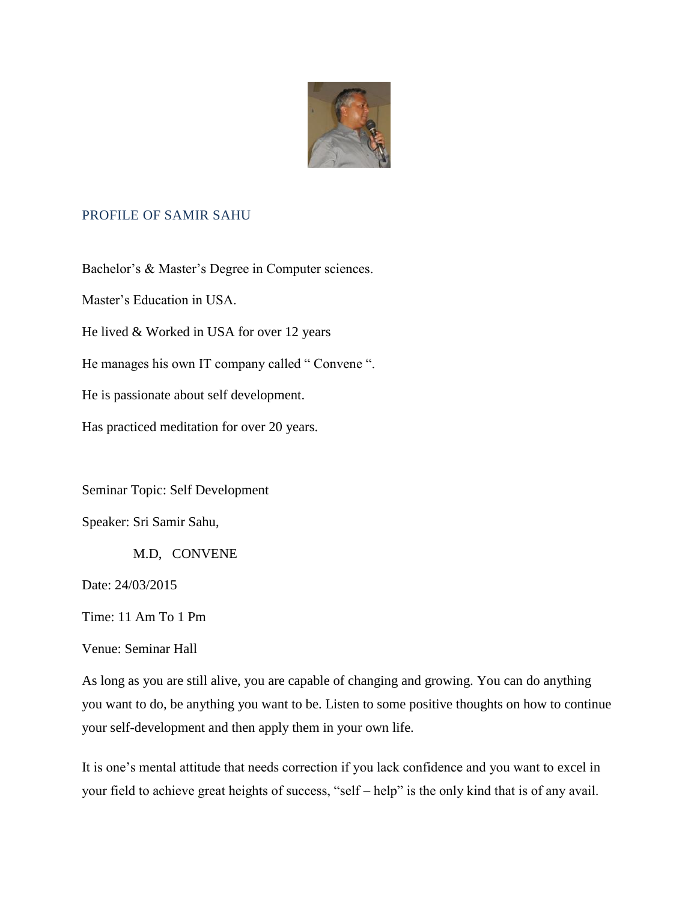## PROFILE OF SAMIR SAHU

Bachelor's & Master's Degree in Computer sciences.

Master's Education in USA.

He lived & Worked in USA for over 12 years

He manages his own IT company called " Convene ".

He is passionate about self development.

Has practiced meditation for over 20 years.

Seminar Topic: Self Development

Speaker: Sri Samir Sahu,

M.D, CONVENE

Date: 24/03/2015

Time: 11 Am To 1 Pm

Venue: Seminar Hall

As long as you are still alive, you are capable of changing and growing. You can do anything you want to do, be anything you want to be. Listen to some positive thoughts on how to continue your self-development and then apply them in your own life.

It is one's mental attitude that needs correction if you lack confidence and you want to excel in your field to achieve great heights of success, "self – help" is the only kind that is of any avail.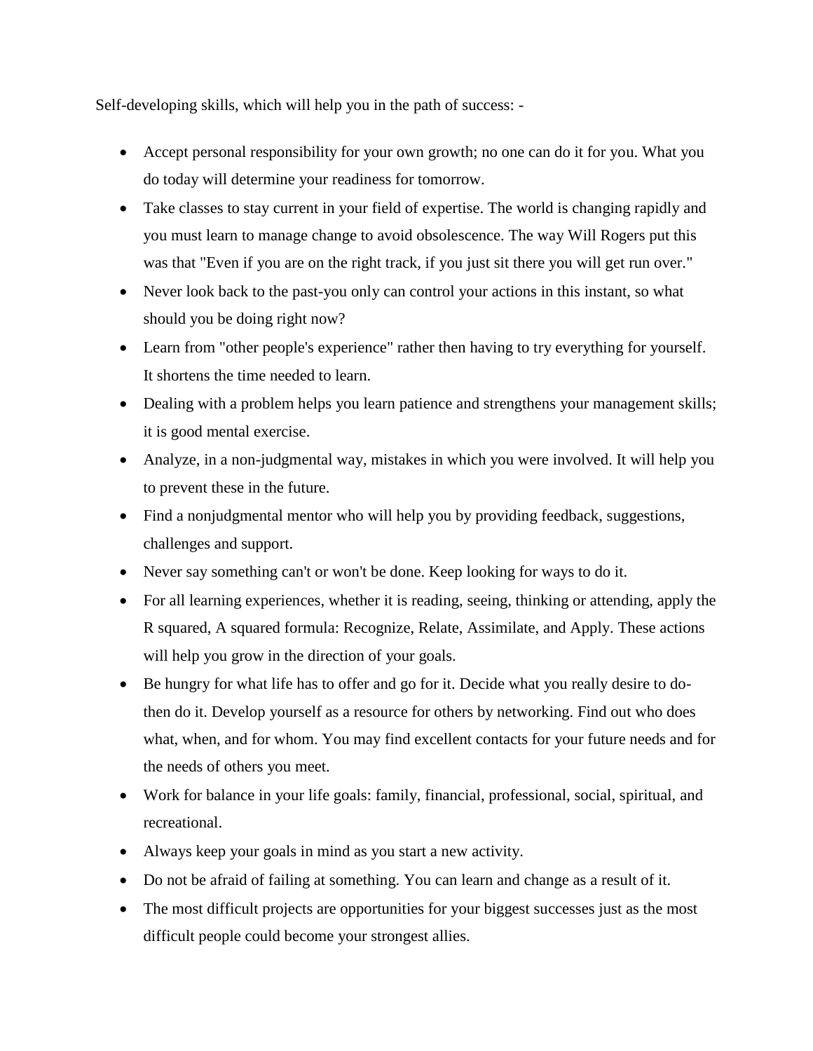Self-developing skills, which will help you in the path of success: -

- Accept personal responsibility for your own growth; no one can do it for you. What you do today will determine your readiness for tomorrow.
- Take classes to stay current in your field of expertise. The world is changing rapidly and you must learn to manage change to avoid obsolescence. The way Will Rogers put this was that "Even if you are on the right track, if you just sit there you will get run over."
- Never look back to the past-you only can control your actions in this instant, so what should you be doing right now?
- Learn from "other people's experience" rather then having to try everything for yourself. It shortens the time needed to learn.
- Dealing with a problem helps you learn patience and strengthens your management skills; it is good mental exercise.
- Analyze, in a non-judgmental way, mistakes in which you were involved. It will help you to prevent these in the future.
- Find a nonjudgmental mentor who will help you by providing feedback, suggestions, challenges and support.
- Never say something can't or won't be done. Keep looking for ways to do it.
- For all learning experiences, whether it is reading, seeing, thinking or attending, apply the R squared, A squared formula: Recognize, Relate, Assimilate, and Apply. These actions will help you grow in the direction of your goals.
- Be hungry for what life has to offer and go for it. Decide what you really desire to do-then do it. Develop yourself as a resource for others by networking. Find out who does what, when, and for whom. You may find excellent contacts for your future needs and for the needs of others you meet.
- Work for balance in your life goals: family, financial, professional, social, spiritual, and recreational.
- Always keep your goals in mind as you start a new activity.
- Do not be afraid of failing at something. You can learn and change as a result of it.
- The most difficult projects are opportunities for your biggest successes just as the most difficult people could become your strongest allies.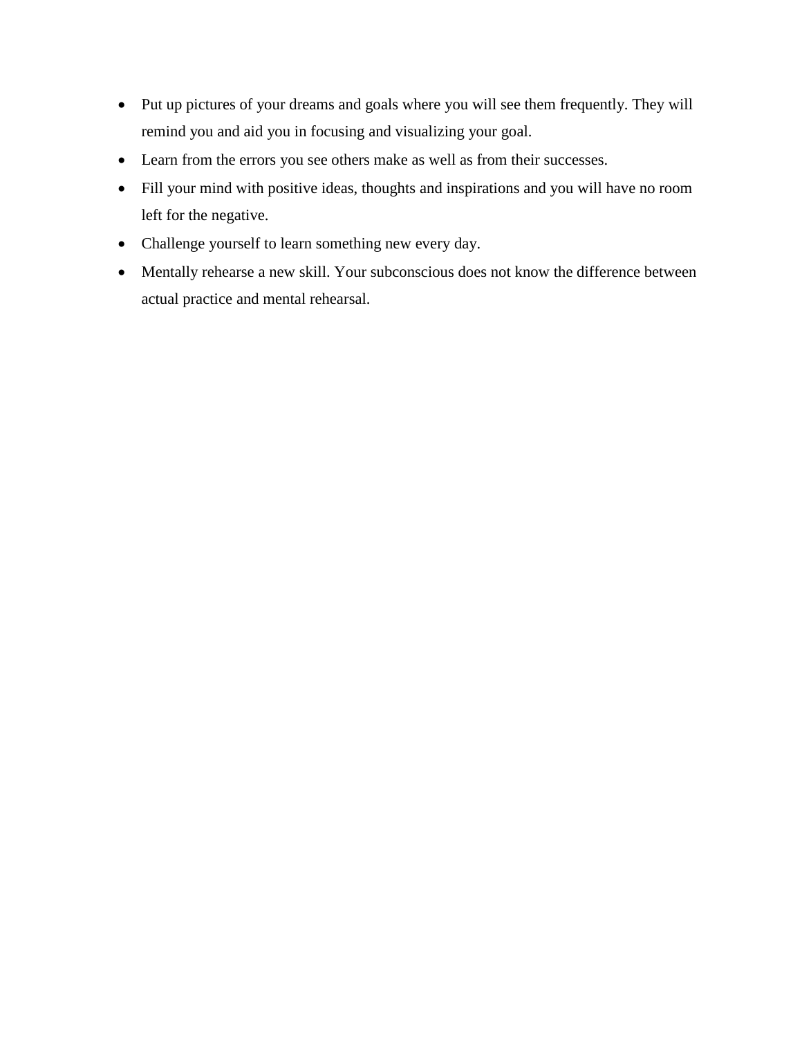- Put up pictures of your dreams and goals where you will see them frequently. They will remind you and aid you in focusing and visualizing your goal.
- Learn from the errors you see others make as well as from their successes.
- Fill your mind with positive ideas, thoughts and inspirations and you will have no room left for the negative.
- Challenge yourself to learn something new every day.
- Mentally rehearse a new skill. Your subconscious does not know the difference between actual practice and mental rehearsal.